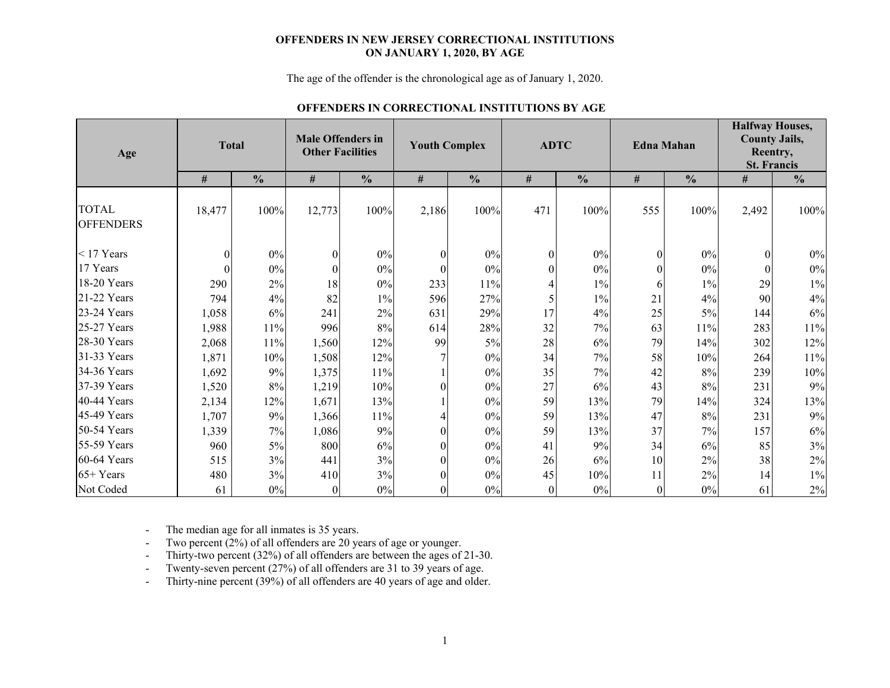# OFFENDERS IN NEW JERSEY CORRECTIONAL INSTITUTIONS ON JANUARY 1, 2020, BY AGE

The age of the offender is the chronological age as of January 1, 2020.

## OFFENDERS IN CORRECTIONAL INSTITUTIONS BY AGE

| Age | Total | | Male Offenders in Other Facilities | | Youth Complex | | ADTC | | Edna Mahan | | Halfway Houses, County Jails, Reentry, St. Francis | |
|---|---|---|---|---|---|---|---|---|---|---|---|---|
| | # | % | # | % | # | % | # | % | # | % | # | % |
| TOTAL OFFENDERS | 18,477 | 100% | 12,773 | 100% | 2,186 | 100% | 471 | 100% | 555 | 100% | 2,492 | 100% |
| < 17 Years | 0 | 0% | 0 | 0% | 0 | 0% | 0 | 0% | 0 | 0% | 0 | 0% |
| 17 Years | 0 | 0% | 0 | 0% | 0 | 0% | 0 | 0% | 0 | 0% | 0 | 0% |
| 18-20 Years | 290 | 2% | 18 | 0% | 233 | 11% | 4 | 1% | 6 | 1% | 29 | 1% |
| 21-22 Years | 794 | 4% | 82 | 1% | 596 | 27% | 5 | 1% | 21 | 4% | 90 | 4% |
| 23-24 Years | 1,058 | 6% | 241 | 2% | 631 | 29% | 17 | 4% | 25 | 5% | 144 | 6% |
| 25-27 Years | 1,988 | 11% | 996 | 8% | 614 | 28% | 32 | 7% | 63 | 11% | 283 | 11% |
| 28-30 Years | 2,068 | 11% | 1,560 | 12% | 99 | 5% | 28 | 6% | 79 | 14% | 302 | 12% |
| 31-33 Years | 1,871 | 10% | 1,508 | 12% | 7 | 0% | 34 | 7% | 58 | 10% | 264 | 11% |
| 34-36 Years | 1,692 | 9% | 1,375 | 11% | 1 | 0% | 35 | 7% | 42 | 8% | 239 | 10% |
| 37-39 Years | 1,520 | 8% | 1,219 | 10% | 0 | 0% | 27 | 6% | 43 | 8% | 231 | 9% |
| 40-44 Years | 2,134 | 12% | 1,671 | 13% | 1 | 0% | 59 | 13% | 79 | 14% | 324 | 13% |
| 45-49 Years | 1,707 | 9% | 1,366 | 11% | 4 | 0% | 59 | 13% | 47 | 8% | 231 | 9% |
| 50-54 Years | 1,339 | 7% | 1,086 | 9% | 0 | 0% | 59 | 13% | 37 | 7% | 157 | 6% |
| 55-59 Years | 960 | 5% | 800 | 6% | 0 | 0% | 41 | 9% | 34 | 6% | 85 | 3% |
| 60-64 Years | 515 | 3% | 441 | 3% | 0 | 0% | 26 | 6% | 10 | 2% | 38 | 2% |
| 65+ Years | 480 | 3% | 410 | 3% | 0 | 0% | 45 | 10% | 11 | 2% | 14 | 1% |
| Not Coded | 61 | 0% | 0 | 0% | 0 | 0% | 0 | 0% | 0 | 0% | 61 | 2% |

- The median age for all inmates is 35 years.
- Two percent (2%) of all offenders are 20 years of age or younger.
- Thirty-two percent (32%) of all offenders are between the ages of 21-30.
- Twenty-seven percent (27%) of all offenders are 31 to 39 years of age.
- Thirty-nine percent (39%) of all offenders are 40 years of age and older.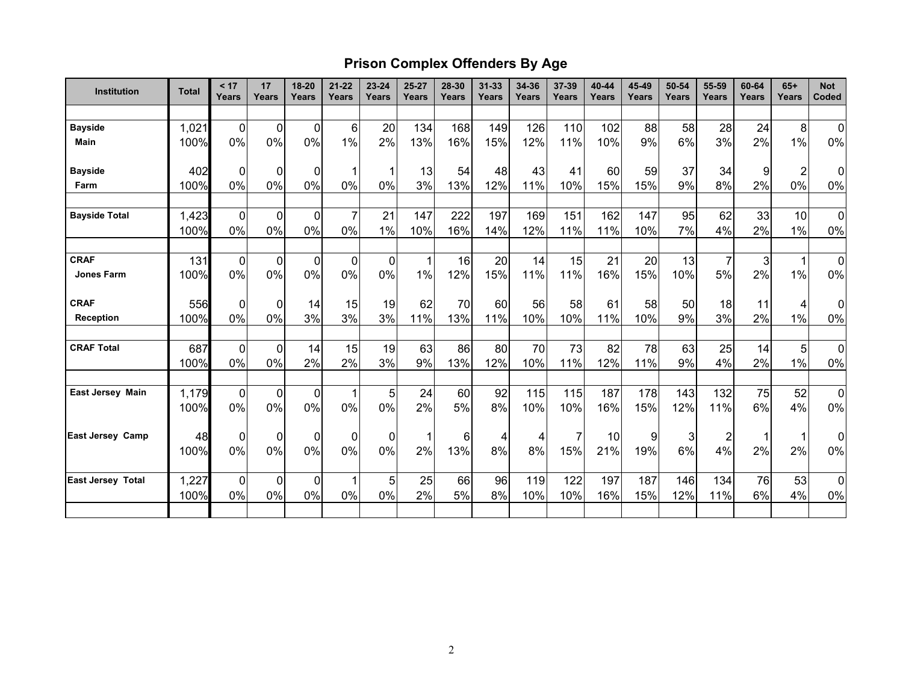## Prison Complex Offenders By Age

| Institution | Total | < 17 Years | 17 Years | 18-20 Years | 21-22 Years | 23-24 Years | 25-27 Years | 28-30 Years | 31-33 Years | 34-36 Years | 37-39 Years | 40-44 Years | 45-49 Years | 50-54 Years | 55-59 Years | 60-64 Years | 65+ Years | Not Coded |
|---|---|---|---|---|---|---|---|---|---|---|---|---|---|---|---|---|---|---|
| **Bayside** | 1,021 | 0 | 0 | 0 | 6 | 20 | 134 | 168 | 149 | 126 | 110 | 102 | 88 | 58 | 28 | 24 | 8 | 0 |
| **Main** | 100% | 0% | 0% | 0% | 1% | 2% | 13% | 16% | 15% | 12% | 11% | 10% | 9% | 6% | 3% | 2% | 1% | 0% |
| **Bayside** | 402 | 0 | 0 | 0 | 1 | 1 | 13 | 54 | 48 | 43 | 41 | 60 | 59 | 37 | 34 | 9 | 2 | 0 |
| **Farm** | 100% | 0% | 0% | 0% | 0% | 0% | 3% | 13% | 12% | 11% | 10% | 15% | 15% | 9% | 8% | 2% | 0% | 0% |
| **Bayside Total** | 1,423 | 0 | 0 | 0 | 7 | 21 | 147 | 222 | 197 | 169 | 151 | 162 | 147 | 95 | 62 | 33 | 10 | 0 |
| | 100% | 0% | 0% | 0% | 0% | 1% | 10% | 16% | 14% | 12% | 11% | 11% | 10% | 7% | 4% | 2% | 1% | 0% |
| **CRAF** | 131 | 0 | 0 | 0 | 0 | 0 | 1 | 16 | 20 | 14 | 15 | 21 | 20 | 13 | 7 | 3 | 1 | 0 |
| **Jones Farm** | 100% | 0% | 0% | 0% | 0% | 0% | 1% | 12% | 15% | 11% | 11% | 16% | 15% | 10% | 5% | 2% | 1% | 0% |
| **CRAF** | 556 | 0 | 0 | 14 | 15 | 19 | 62 | 70 | 60 | 56 | 58 | 61 | 58 | 50 | 18 | 11 | 4 | 0 |
| **Reception** | 100% | 0% | 0% | 3% | 3% | 3% | 11% | 13% | 11% | 10% | 10% | 11% | 10% | 9% | 3% | 2% | 1% | 0% |
| **CRAF Total** | 687 | 0 | 0 | 14 | 15 | 19 | 63 | 86 | 80 | 70 | 73 | 82 | 78 | 63 | 25 | 14 | 5 | 0 |
| | 100% | 0% | 0% | 2% | 2% | 3% | 9% | 13% | 12% | 10% | 11% | 12% | 11% | 9% | 4% | 2% | 1% | 0% |
| **East Jersey Main** | 1,179 | 0 | 0 | 0 | 1 | 5 | 24 | 60 | 92 | 115 | 115 | 187 | 178 | 143 | 132 | 75 | 52 | 0 |
| | 100% | 0% | 0% | 0% | 0% | 0% | 2% | 5% | 8% | 10% | 10% | 16% | 15% | 12% | 11% | 6% | 4% | 0% |
| **East Jersey Camp** | 48 | 0 | 0 | 0 | 0 | 0 | 1 | 6 | 4 | 4 | 7 | 10 | 9 | 3 | 2 | 1 | 1 | 0 |
| | 100% | 0% | 0% | 0% | 0% | 0% | 2% | 13% | 8% | 8% | 15% | 21% | 19% | 6% | 4% | 2% | 2% | 0% |
| **East Jersey Total** | 1,227 | 0 | 0 | 0 | 1 | 5 | 25 | 66 | 96 | 119 | 122 | 197 | 187 | 146 | 134 | 76 | 53 | 0 |
| | 100% | 0% | 0% | 0% | 0% | 0% | 2% | 5% | 8% | 10% | 10% | 16% | 15% | 12% | 11% | 6% | 4% | 0% |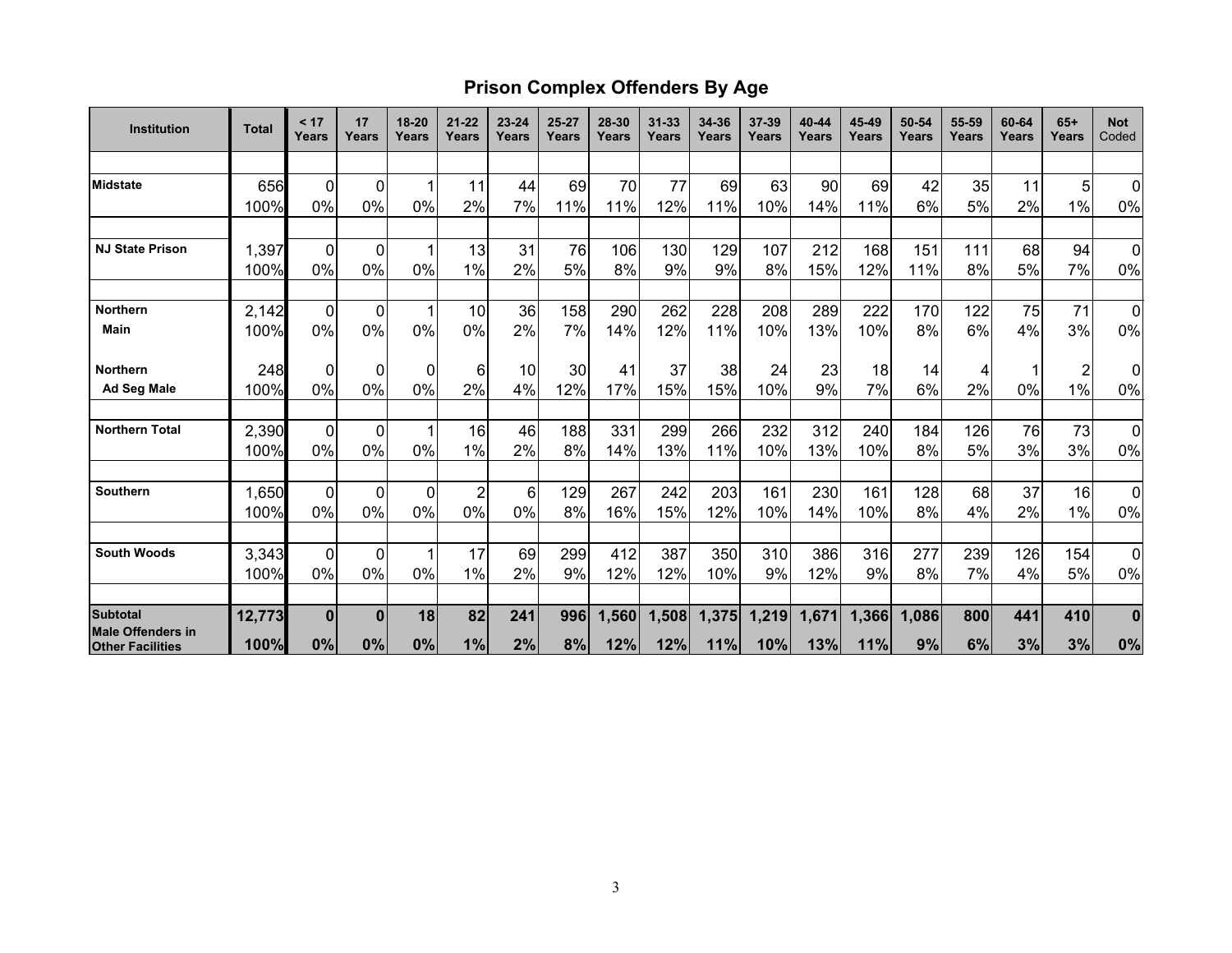## Prison Complex Offenders By Age

| Institution | Total | < 17 Years | 17 Years | 18-20 Years | 21-22 Years | 23-24 Years | 25-27 Years | 28-30 Years | 31-33 Years | 34-36 Years | 37-39 Years | 40-44 Years | 45-49 Years | 50-54 Years | 55-59 Years | 60-64 Years | 65+ Years | Not Coded |
|---|---|---|---|---|---|---|---|---|---|---|---|---|---|---|---|---|---|---|
| Midstate | 656 | 0 | 0 | 1 | 11 | 44 | 69 | 70 | 77 | 69 | 63 | 90 | 69 | 42 | 35 | 11 | 5 | 0 |
| | 100% | 0% | 0% | 0% | 2% | 7% | 11% | 11% | 12% | 11% | 10% | 14% | 11% | 6% | 5% | 2% | 1% | 0% |
| NJ State Prison | 1,397 | 0 | 0 | 1 | 13 | 31 | 76 | 106 | 130 | 129 | 107 | 212 | 168 | 151 | 111 | 68 | 94 | 0 |
| | 100% | 0% | 0% | 0% | 1% | 2% | 5% | 8% | 9% | 9% | 8% | 15% | 12% | 11% | 8% | 5% | 7% | 0% |
| Northern Main | 2,142 | 0 | 0 | 1 | 10 | 36 | 158 | 290 | 262 | 228 | 208 | 289 | 222 | 170 | 122 | 75 | 71 | 0 |
| | 100% | 0% | 0% | 0% | 0% | 2% | 7% | 14% | 12% | 11% | 10% | 13% | 10% | 8% | 6% | 4% | 3% | 0% |
| Northern Ad Seg Male | 248 | 0 | 0 | 0 | 6 | 10 | 30 | 41 | 37 | 38 | 24 | 23 | 18 | 14 | 4 | 1 | 2 | 0 |
| | 100% | 0% | 0% | 0% | 2% | 4% | 12% | 17% | 15% | 15% | 10% | 9% | 7% | 6% | 2% | 0% | 1% | 0% |
| Northern Total | 2,390 | 0 | 0 | 1 | 16 | 46 | 188 | 331 | 299 | 266 | 232 | 312 | 240 | 184 | 126 | 76 | 73 | 0 |
| | 100% | 0% | 0% | 0% | 1% | 2% | 8% | 14% | 13% | 11% | 10% | 13% | 10% | 8% | 5% | 3% | 3% | 0% |
| Southern | 1,650 | 0 | 0 | 0 | 2 | 6 | 129 | 267 | 242 | 203 | 161 | 230 | 161 | 128 | 68 | 37 | 16 | 0 |
| | 100% | 0% | 0% | 0% | 0% | 0% | 8% | 16% | 15% | 12% | 10% | 14% | 10% | 8% | 4% | 2% | 1% | 0% |
| South Woods | 3,343 | 0 | 0 | 1 | 17 | 69 | 299 | 412 | 387 | 350 | 310 | 386 | 316 | 277 | 239 | 126 | 154 | 0 |
| | 100% | 0% | 0% | 0% | 1% | 2% | 9% | 12% | 12% | 10% | 9% | 12% | 9% | 8% | 7% | 4% | 5% | 0% |
| **Subtotal Male Offenders in Other Facilities** | **12,773** | **0** | **0** | **18** | **82** | **241** | **996** | **1,560** | **1,508** | **1,375** | **1,219** | **1,671** | **1,366** | **1,086** | **800** | **441** | **410** | **0** |
| | **100%** | **0%** | **0%** | **0%** | **1%** | **2%** | **8%** | **12%** | **12%** | **11%** | **10%** | **13%** | **11%** | **9%** | **6%** | **3%** | **3%** | **0%** |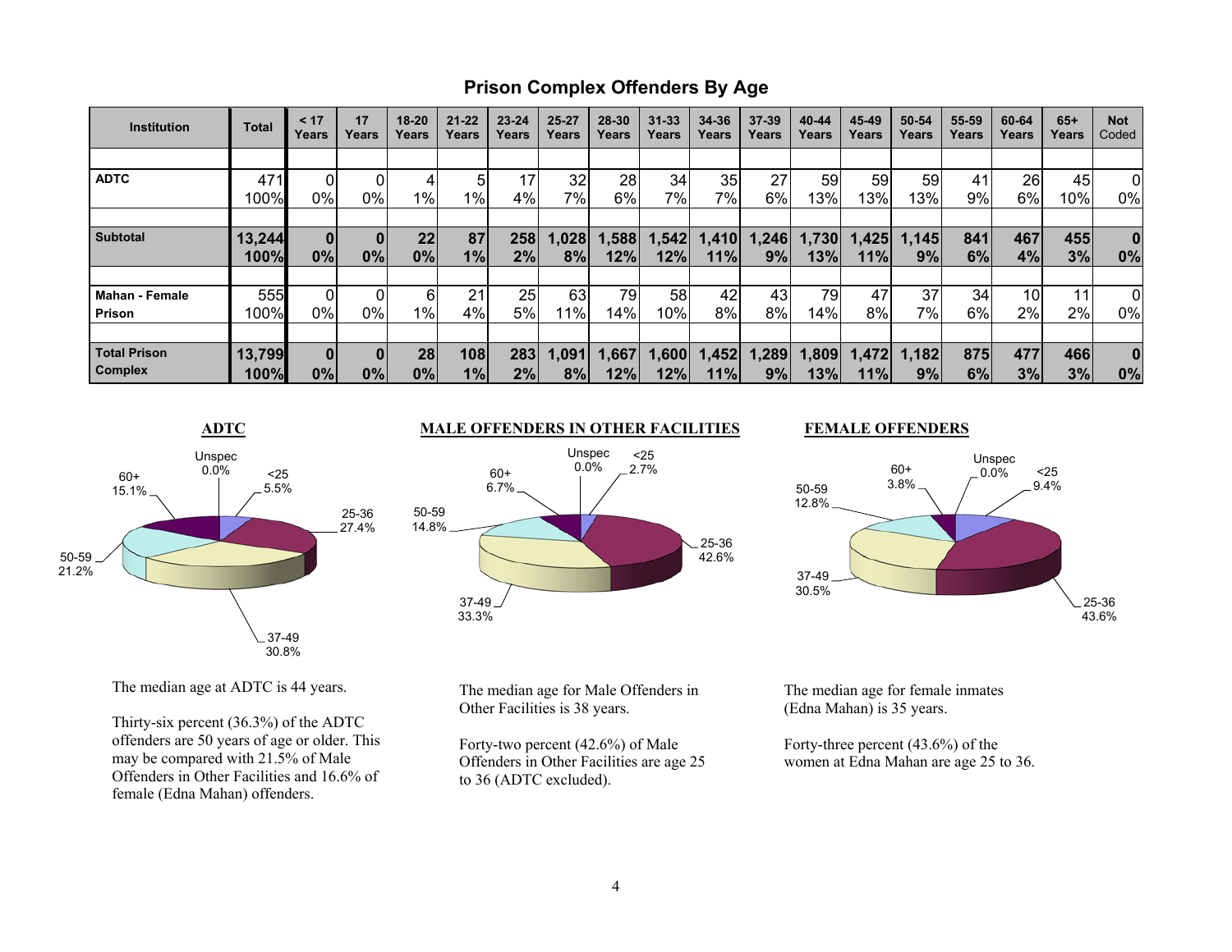# Prison Complex Offenders By Age

| Institution | Total | < 17 Years | 17 Years | 18-20 Years | 21-22 Years | 23-24 Years | 25-27 Years | 28-30 Years | 31-33 Years | 34-36 Years | 37-39 Years | 40-44 Years | 45-49 Years | 50-54 Years | 55-59 Years | 60-64 Years | 65+ Years | Not Coded |
|---|---|---|---|---|---|---|---|---|---|---|---|---|---|---|---|---|---|---|
| **ADTC** | 471<br>100% | 0<br>0% | 0<br>0% | 4<br>1% | 5<br>1% | 17<br>4% | 32<br>7% | 28<br>6% | 34<br>7% | 35<br>7% | 27<br>6% | 59<br>13% | 59<br>13% | 59<br>13% | 41<br>9% | 26<br>6% | 45<br>10% | 0<br>0% |
| **Subtotal** | **13,244**<br>**100%** | **0**<br>**0%** | **0**<br>**0%** | **22**<br>**0%** | **87**<br>**1%** | **258**<br>**2%** | **1,028**<br>**8%** | **1,588**<br>**12%** | **1,542**<br>**12%** | **1,410**<br>**11%** | **1,246**<br>**9%** | **1,730**<br>**13%** | **1,425**<br>**11%** | **1,145**<br>**9%** | **841**<br>**6%** | **467**<br>**4%** | **455**<br>**3%** | **0**<br>**0%** |
| **Mahan - Female Prison** | 555<br>100% | 0<br>0% | 0<br>0% | 6<br>1% | 21<br>4% | 25<br>5% | 63<br>11% | 79<br>14% | 58<br>10% | 42<br>8% | 43<br>8% | 79<br>14% | 47<br>8% | 37<br>7% | 34<br>6% | 10<br>2% | 11<br>2% | 0<br>0% |
| **Total Prison Complex** | **13,799**<br>**100%** | **0**<br>**0%** | **0**<br>**0%** | **28**<br>**0%** | **108**<br>**1%** | **283**<br>**2%** | **1,091**<br>**8%** | **1,667**<br>**12%** | **1,600**<br>**12%** | **1,452**<br>**11%** | **1,289**<br>**9%** | **1,809**<br>**13%** | **1,472**<br>**11%** | **1,182**<br>**9%** | **875**<br>**6%** | **477**<br>**3%** | **466**<br>**3%** | **0**<br>**0%** |

## ADTC

Unspec 0.0%
<25 5.5%
25-36 27.4%
37-49 30.8%
50-59 21.2%
60+ 15.1%

The median age at ADTC is 44 years.

Thirty-six percent (36.3%) of the ADTC offenders are 50 years of age or older. This may be compared with 21.5% of Male Offenders in Other Facilities and 16.6% of female (Edna Mahan) offenders.

## MALE OFFENDERS IN OTHER FACILITIES

Unspec 0.0%
<25 2.7%
25-36 42.6%
37-49 33.3%
50-59 14.8%
60+ 6.7%

The median age for Male Offenders in Other Facilities is 38 years.

Forty-two percent (42.6%) of Male Offenders in Other Facilities are age 25 to 36 (ADTC excluded).

## FEMALE OFFENDERS

Unspec 0.0%
<25 9.4%
25-36 43.6%
37-49 30.5%
50-59 12.8%
60+ 3.8%

The median age for female inmates (Edna Mahan) is 35 years.

Forty-three percent (43.6%) of the women at Edna Mahan are age 25 to 36.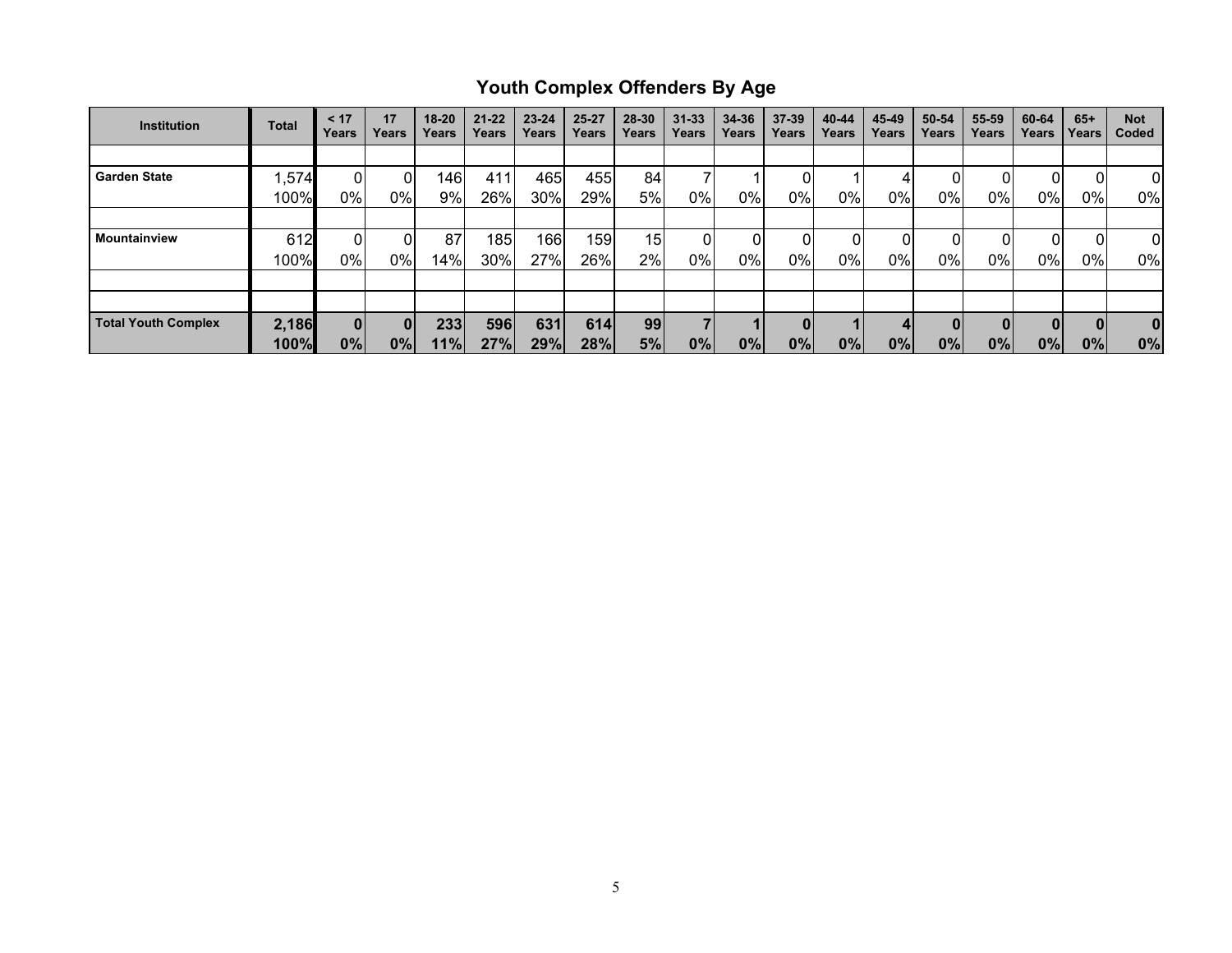## Youth Complex Offenders By Age

| Institution | Total | < 17 Years | 17 Years | 18-20 Years | 21-22 Years | 23-24 Years | 25-27 Years | 28-30 Years | 31-33 Years | 34-36 Years | 37-39 Years | 40-44 Years | 45-49 Years | 50-54 Years | 55-59 Years | 60-64 Years | 65+ Years | Not Coded |
|---|---|---|---|---|---|---|---|---|---|---|---|---|---|---|---|---|---|---|
| **Garden State** | 1,574 | 0 | 0 | 146 | 411 | 465 | 455 | 84 | 7 | 1 | 0 | 1 | 4 | 0 | 0 | 0 | 0 | 0 |
| | 100% | 0% | 0% | 9% | 26% | 30% | 29% | 5% | 0% | 0% | 0% | 0% | 0% | 0% | 0% | 0% | 0% | 0% |
| **Mountainview** | 612 | 0 | 0 | 87 | 185 | 166 | 159 | 15 | 0 | 0 | 0 | 0 | 0 | 0 | 0 | 0 | 0 | 0 |
| | 100% | 0% | 0% | 14% | 30% | 27% | 26% | 2% | 0% | 0% | 0% | 0% | 0% | 0% | 0% | 0% | 0% | 0% |
| **Total Youth Complex** | **2,186** | **0** | **0** | **233** | **596** | **631** | **614** | **99** | **7** | **1** | **0** | **1** | **4** | **0** | **0** | **0** | **0** | **0** |
| | **100%** | **0%** | **0%** | **11%** | **27%** | **29%** | **28%** | **5%** | **0%** | **0%** | **0%** | **0%** | **0%** | **0%** | **0%** | **0%** | **0%** | **0%** |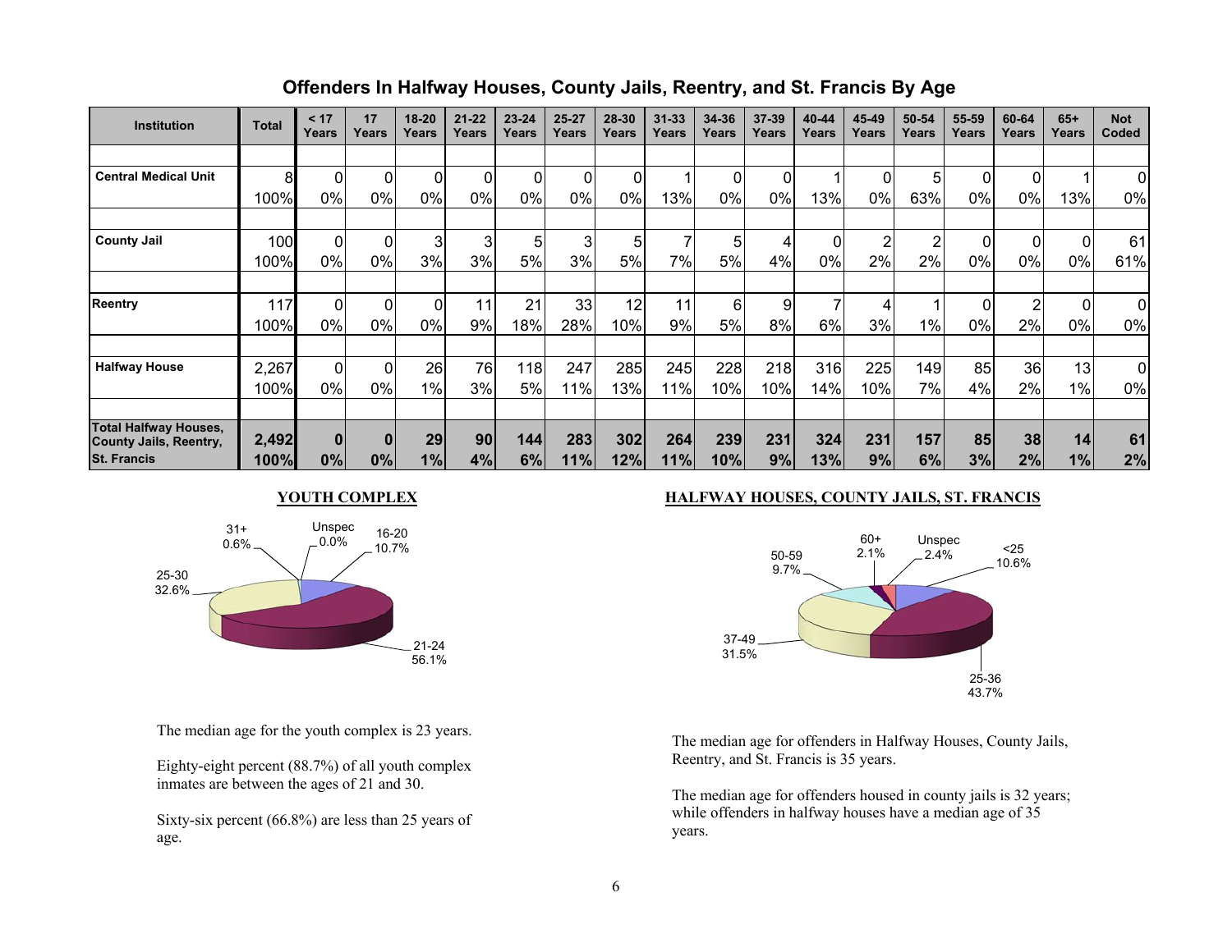# Offenders In Halfway Houses, County Jails, Reentry, and St. Francis By Age

| Institution | Total | < 17 Years | 17 Years | 18-20 Years | 21-22 Years | 23-24 Years | 25-27 Years | 28-30 Years | 31-33 Years | 34-36 Years | 37-39 Years | 40-44 Years | 45-49 Years | 50-54 Years | 55-59 Years | 60-64 Years | 65+ Years | Not Coded |
|---|---|---|---|---|---|---|---|---|---|---|---|---|---|---|---|---|---|---|
| **Central Medical Unit** | 8 | 0 | 0 | 0 | 0 | 0 | 0 | 0 | 1 | 0 | 0 | 1 | 0 | 5 | 0 | 0 | 1 | 0 |
| | 100% | 0% | 0% | 0% | 0% | 0% | 0% | 0% | 13% | 0% | 0% | 13% | 0% | 63% | 0% | 0% | 13% | 0% |
| **County Jail** | 100 | 0 | 0 | 3 | 3 | 5 | 3 | 5 | 7 | 5 | 4 | 0 | 2 | 2 | 0 | 0 | 0 | 61 |
| | 100% | 0% | 0% | 3% | 3% | 5% | 3% | 5% | 7% | 5% | 4% | 0% | 2% | 2% | 0% | 0% | 0% | 61% |
| **Reentry** | 117 | 0 | 0 | 0 | 11 | 21 | 33 | 12 | 11 | 6 | 9 | 7 | 4 | 1 | 0 | 2 | 0 | 0 |
| | 100% | 0% | 0% | 0% | 9% | 18% | 28% | 10% | 9% | 5% | 8% | 6% | 3% | 1% | 0% | 2% | 0% | 0% |
| **Halfway House** | 2,267 | 0 | 0 | 26 | 76 | 118 | 247 | 285 | 245 | 228 | 218 | 316 | 225 | 149 | 85 | 36 | 13 | 0 |
| | 100% | 0% | 0% | 1% | 3% | 5% | 11% | 13% | 11% | 10% | 10% | 14% | 10% | 7% | 4% | 2% | 1% | 0% |
| **Total Halfway Houses, County Jails, Reentry, St. Francis** | **2,492** | **0** | **0** | **29** | **90** | **144** | **283** | **302** | **264** | **239** | **231** | **324** | **231** | **157** | **85** | **38** | **14** | **61** |
| | **100%** | **0%** | **0%** | **1%** | **4%** | **6%** | **11%** | **12%** | **11%** | **10%** | **9%** | **13%** | **9%** | **6%** | **3%** | **2%** | **1%** | **2%** |

**YOUTH COMPLEX**

31+
0.6%
Unspec
0.0%
16-20
10.7%
25-30
32.6%
21-24
56.1%

The median age for the youth complex is 23 years.

Eighty-eight percent (88.7%) of all youth complex inmates are between the ages of 21 and 30.

Sixty-six percent (66.8%) are less than 25 years of age.

**HALFWAY HOUSES, COUNTY JAILS, ST. FRANCIS**

60+
2.1%
Unspec
2.4%
<25
10.6%
50-59
9.7%
37-49
31.5%
25-36
43.7%

The median age for offenders in Halfway Houses, County Jails, Reentry, and St. Francis is 35 years.

The median age for offenders housed in county jails is 32 years; while offenders in halfway houses have a median age of 35 years.